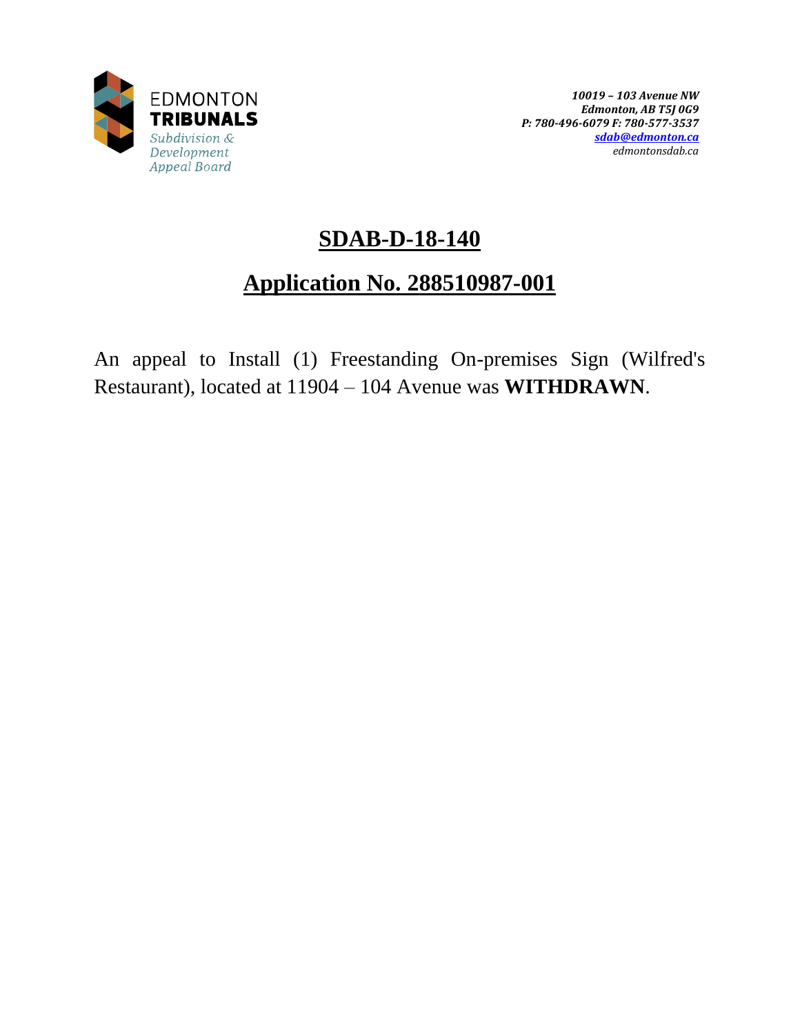EDMONTON
**TRIBUNALS**
*Subdivision & Development Appeal Board*

***10019 – 103 Avenue NW***
***Edmonton, AB T5J 0G9***
***P: 780-496-6079 F: 780-577-3537***
***sdab@edmonton.ca***
*edmontonsdab.ca*

# SDAB-D-18-140

## Application No. 288510987-001

An appeal to Install (1) Freestanding On-premises Sign (Wilfred's Restaurant), located at 11904 – 104 Avenue was **WITHDRAWN**.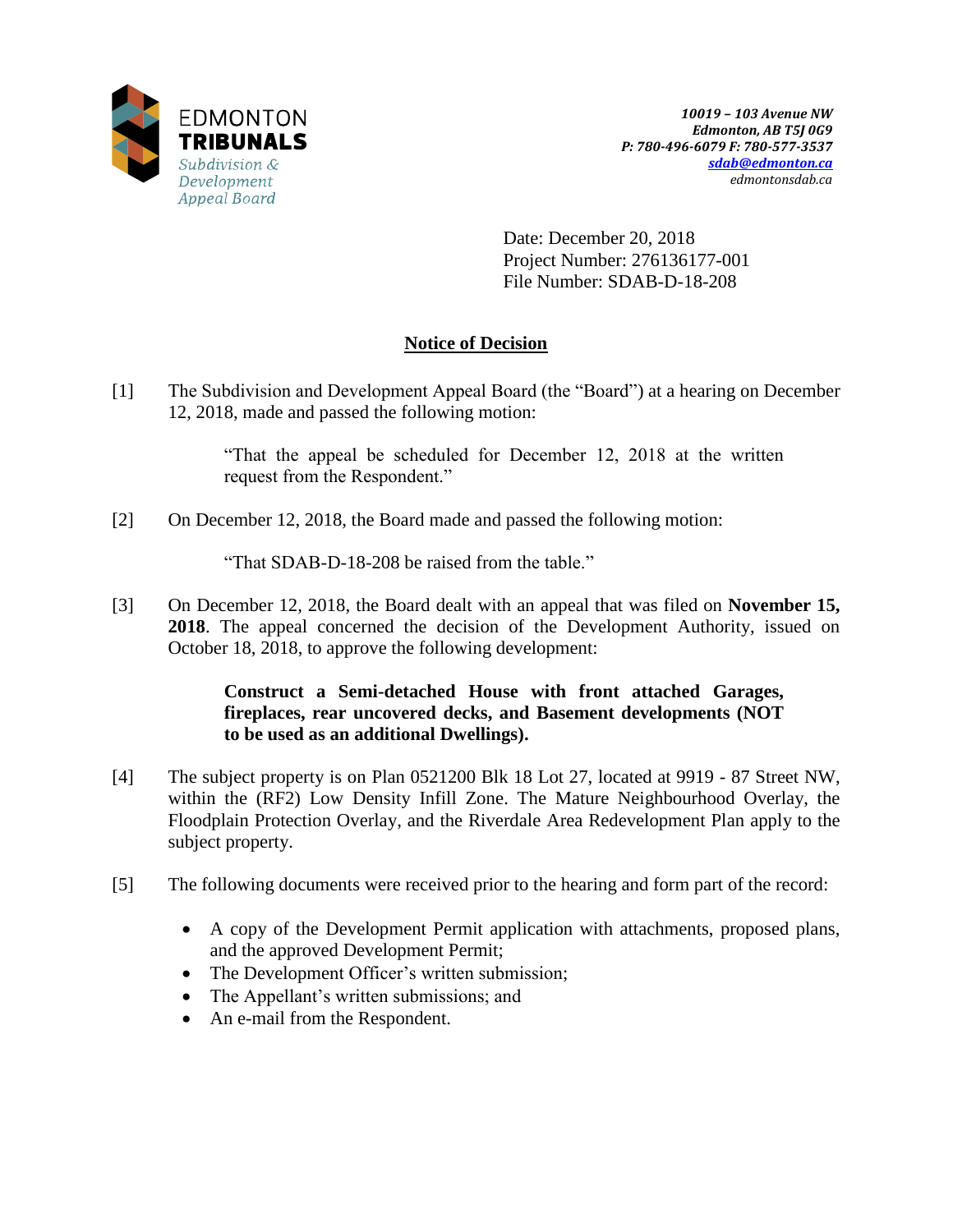EDMONTON **TRIBUNALS**
*Subdivision & Development Appeal Board*

***10019 – 103 Avenue NW***
***Edmonton, AB T5J 0G9***
***P: 780-496-6079 F: 780-577-3537***
***sdab@edmonton.ca***
*edmontonsdab.ca*

Date: December 20, 2018
Project Number: 276136177-001
File Number: SDAB-D-18-208

## Notice of Decision

[1] The Subdivision and Development Appeal Board (the "Board") at a hearing on December 12, 2018, made and passed the following motion:

> "That the appeal be scheduled for December 12, 2018 at the written request from the Respondent."

[2] On December 12, 2018, the Board made and passed the following motion:

> "That SDAB-D-18-208 be raised from the table."

[3] On December 12, 2018, the Board dealt with an appeal that was filed on **November 15, 2018**. The appeal concerned the decision of the Development Authority, issued on October 18, 2018, to approve the following development:

> **Construct a Semi-detached House with front attached Garages, fireplaces, rear uncovered decks, and Basement developments (NOT to be used as an additional Dwellings).**

[4] The subject property is on Plan 0521200 Blk 18 Lot 27, located at 9919 - 87 Street NW, within the (RF2) Low Density Infill Zone. The Mature Neighbourhood Overlay, the Floodplain Protection Overlay, and the Riverdale Area Redevelopment Plan apply to the subject property.

[5] The following documents were received prior to the hearing and form part of the record:

- A copy of the Development Permit application with attachments, proposed plans, and the approved Development Permit;
- The Development Officer's written submission;
- The Appellant's written submissions; and
- An e-mail from the Respondent.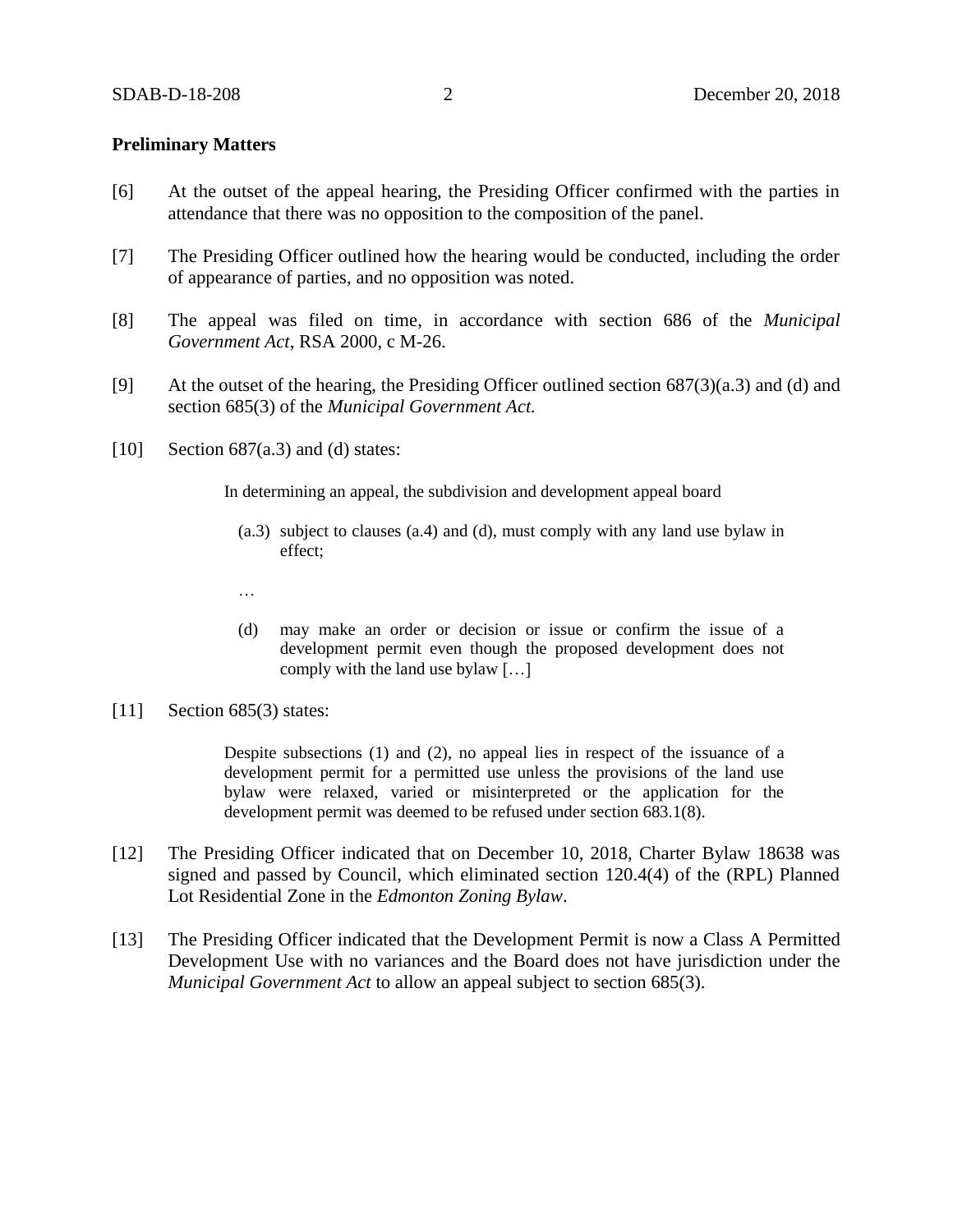**Preliminary Matters**

[6] At the outset of the appeal hearing, the Presiding Officer confirmed with the parties in attendance that there was no opposition to the composition of the panel.

[7] The Presiding Officer outlined how the hearing would be conducted, including the order of appearance of parties, and no opposition was noted.

[8] The appeal was filed on time, in accordance with section 686 of the *Municipal Government Act*, RSA 2000, c M-26.

[9] At the outset of the hearing, the Presiding Officer outlined section 687(3)(a.3) and (d) and section 685(3) of the *Municipal Government Act.*

[10] Section 687(a.3) and (d) states:

> In determining an appeal, the subdivision and development appeal board
>
> (a.3) subject to clauses (a.4) and (d), must comply with any land use bylaw in effect;
>
> …
>
> (d) may make an order or decision or issue or confirm the issue of a development permit even though the proposed development does not comply with the land use bylaw […]

[11] Section 685(3) states:

> Despite subsections (1) and (2), no appeal lies in respect of the issuance of a development permit for a permitted use unless the provisions of the land use bylaw were relaxed, varied or misinterpreted or the application for the development permit was deemed to be refused under section 683.1(8).

[12] The Presiding Officer indicated that on December 10, 2018, Charter Bylaw 18638 was signed and passed by Council, which eliminated section 120.4(4) of the (RPL) Planned Lot Residential Zone in the *Edmonton Zoning Bylaw*.

[13] The Presiding Officer indicated that the Development Permit is now a Class A Permitted Development Use with no variances and the Board does not have jurisdiction under the *Municipal Government Act* to allow an appeal subject to section 685(3).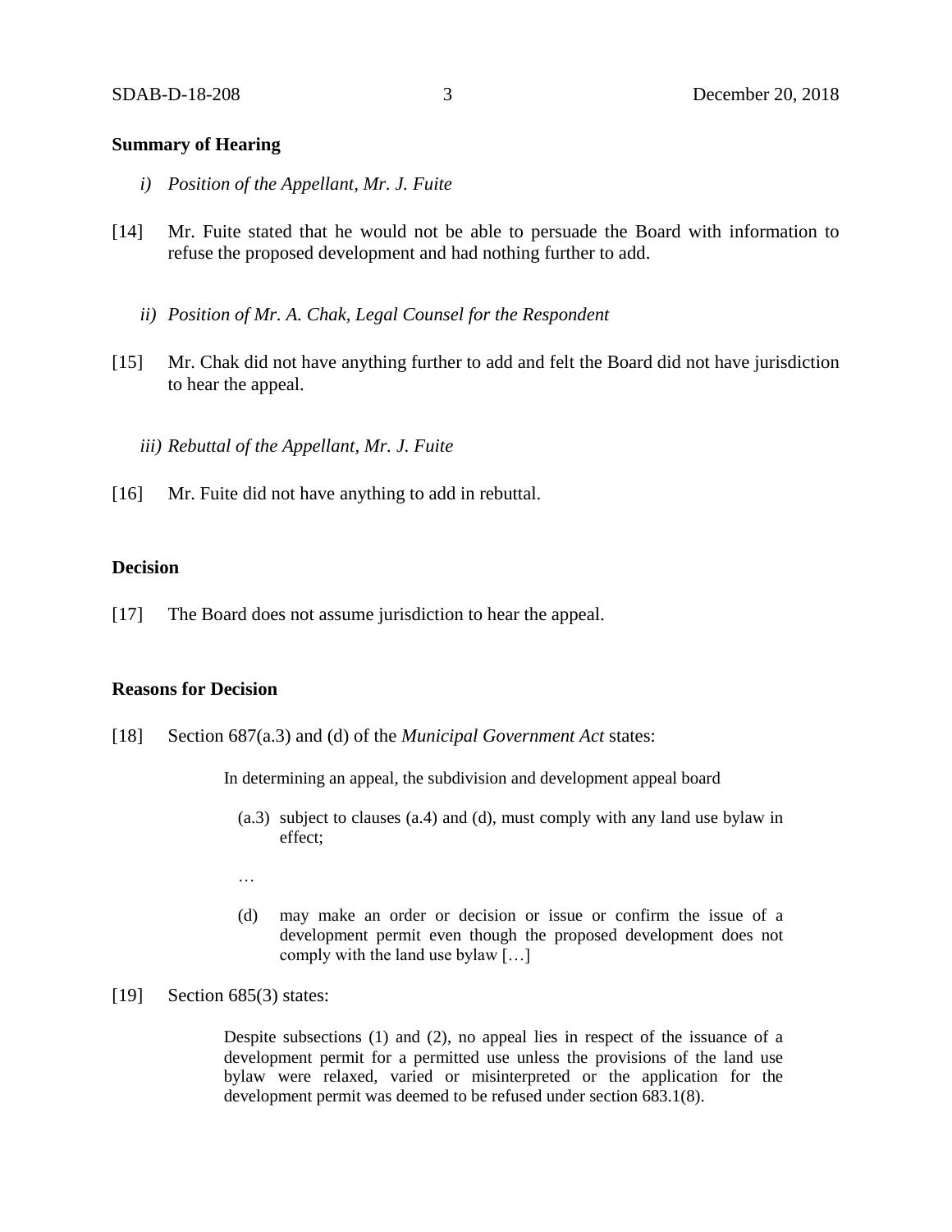**Summary of Hearing**

*i) Position of the Appellant, Mr. J. Fuite*

[14] Mr. Fuite stated that he would not be able to persuade the Board with information to refuse the proposed development and had nothing further to add.

*ii) Position of Mr. A. Chak, Legal Counsel for the Respondent*

[15] Mr. Chak did not have anything further to add and felt the Board did not have jurisdiction to hear the appeal.

*iii) Rebuttal of the Appellant, Mr. J. Fuite*

[16] Mr. Fuite did not have anything to add in rebuttal.

**Decision**

[17] The Board does not assume jurisdiction to hear the appeal.

**Reasons for Decision**

[18] Section 687(a.3) and (d) of the *Municipal Government Act* states:

> In determining an appeal, the subdivision and development appeal board
>
> (a.3) subject to clauses (a.4) and (d), must comply with any land use bylaw in effect;
>
> …
>
> (d) may make an order or decision or issue or confirm the issue of a development permit even though the proposed development does not comply with the land use bylaw […]

[19] Section 685(3) states:

> Despite subsections (1) and (2), no appeal lies in respect of the issuance of a development permit for a permitted use unless the provisions of the land use bylaw were relaxed, varied or misinterpreted or the application for the development permit was deemed to be refused under section 683.1(8).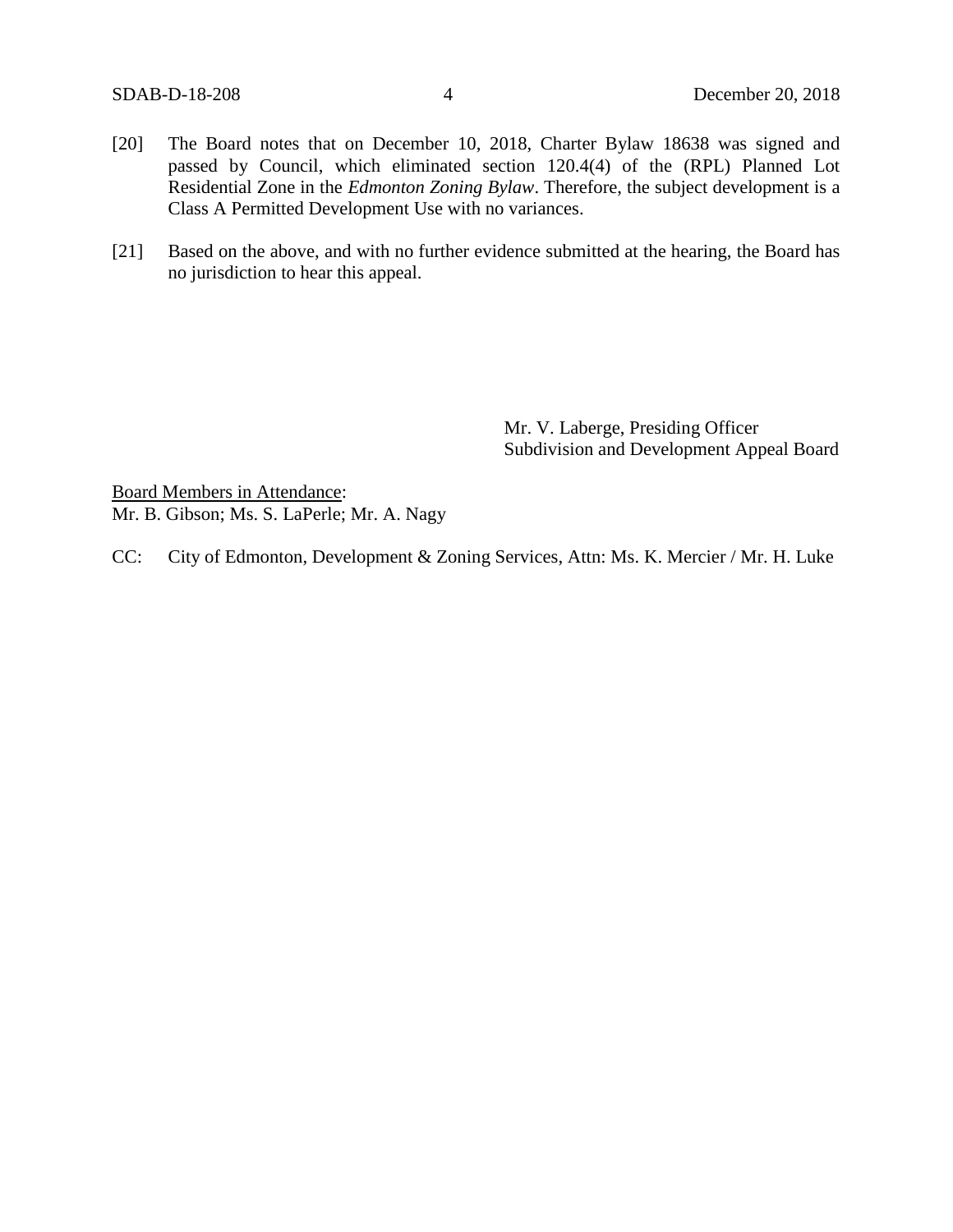[20] The Board notes that on December 10, 2018, Charter Bylaw 18638 was signed and passed by Council, which eliminated section 120.4(4) of the (RPL) Planned Lot Residential Zone in the *Edmonton Zoning Bylaw*. Therefore, the subject development is a Class A Permitted Development Use with no variances.

[21] Based on the above, and with no further evidence submitted at the hearing, the Board has no jurisdiction to hear this appeal.

Mr. V. Laberge, Presiding Officer
Subdivision and Development Appeal Board

Board Members in Attendance:
Mr. B. Gibson; Ms. S. LaPerle; Mr. A. Nagy

CC: City of Edmonton, Development & Zoning Services, Attn: Ms. K. Mercier / Mr. H. Luke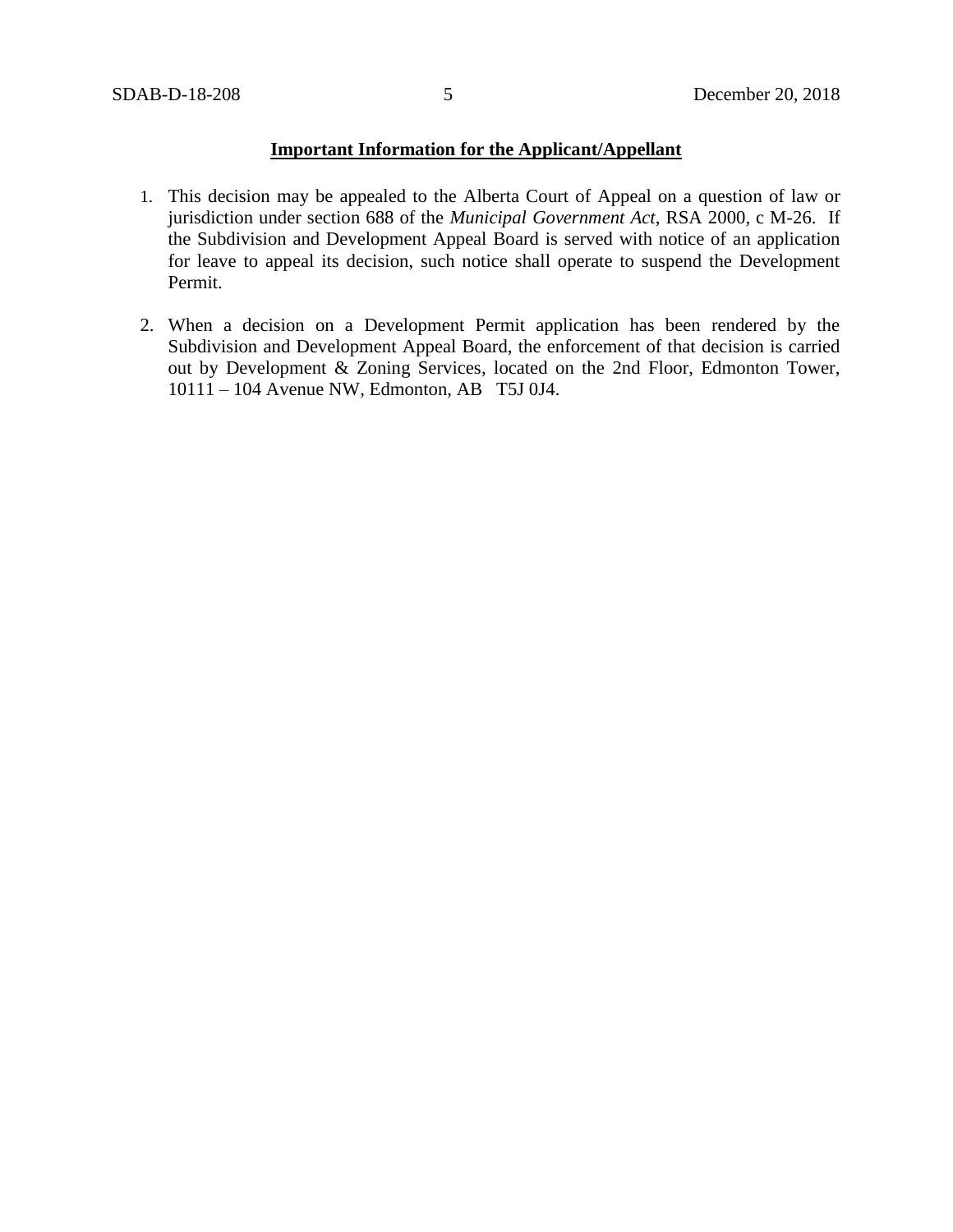**Important Information for the Applicant/Appellant**

1. This decision may be appealed to the Alberta Court of Appeal on a question of law or jurisdiction under section 688 of the *Municipal Government Act*, RSA 2000, c M-26. If the Subdivision and Development Appeal Board is served with notice of an application for leave to appeal its decision, such notice shall operate to suspend the Development Permit.

2. When a decision on a Development Permit application has been rendered by the Subdivision and Development Appeal Board, the enforcement of that decision is carried out by Development & Zoning Services, located on the 2nd Floor, Edmonton Tower, 10111 – 104 Avenue NW, Edmonton, AB T5J 0J4.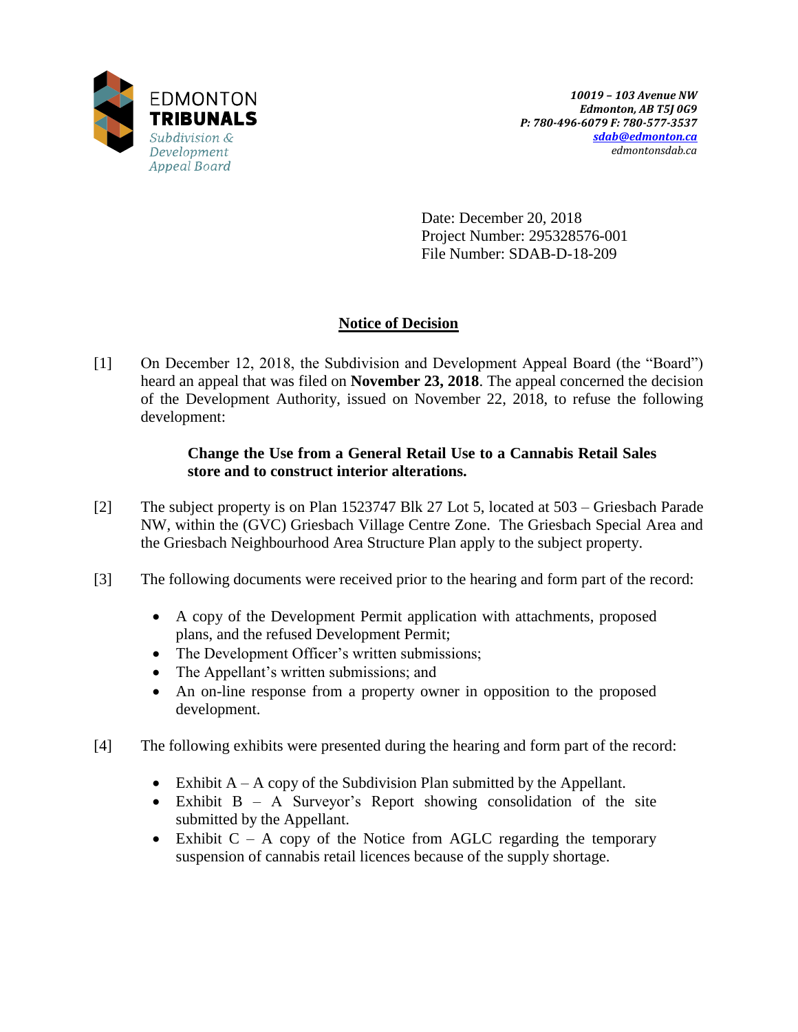EDMONTON **TRIBUNALS**
*Subdivision & Development Appeal Board*

***10019 – 103 Avenue NW***
***Edmonton, AB T5J 0G9***
***P: 780-496-6079 F: 780-577-3537***
***sdab@edmonton.ca***
*edmontonsdab.ca*

Date: December 20, 2018
Project Number: 295328576-001
File Number: SDAB-D-18-209

## Notice of Decision

[1] On December 12, 2018, the Subdivision and Development Appeal Board (the "Board") heard an appeal that was filed on **November 23, 2018**. The appeal concerned the decision of the Development Authority, issued on November 22, 2018, to refuse the following development:

> **Change the Use from a General Retail Use to a Cannabis Retail Sales store and to construct interior alterations.**

[2] The subject property is on Plan 1523747 Blk 27 Lot 5, located at 503 – Griesbach Parade NW, within the (GVC) Griesbach Village Centre Zone. The Griesbach Special Area and the Griesbach Neighbourhood Area Structure Plan apply to the subject property.

[3] The following documents were received prior to the hearing and form part of the record:

- A copy of the Development Permit application with attachments, proposed plans, and the refused Development Permit;
- The Development Officer's written submissions;
- The Appellant's written submissions; and
- An on-line response from a property owner in opposition to the proposed development.

[4] The following exhibits were presented during the hearing and form part of the record:

- Exhibit A – A copy of the Subdivision Plan submitted by the Appellant.
- Exhibit B – A Surveyor's Report showing consolidation of the site submitted by the Appellant.
- Exhibit C – A copy of the Notice from AGLC regarding the temporary suspension of cannabis retail licences because of the supply shortage.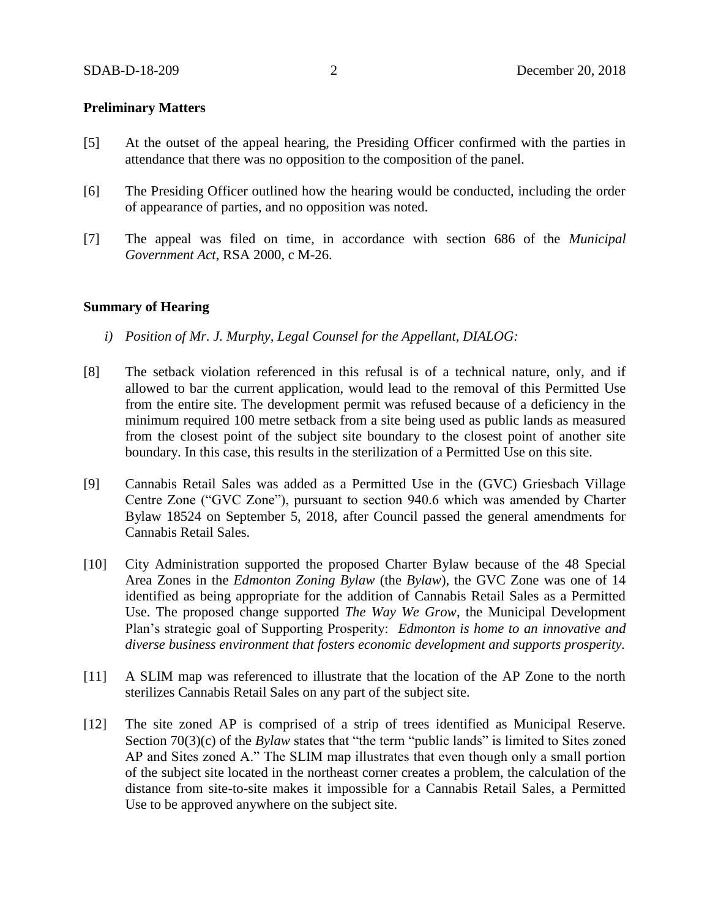**Preliminary Matters**

[5] At the outset of the appeal hearing, the Presiding Officer confirmed with the parties in attendance that there was no opposition to the composition of the panel.

[6] The Presiding Officer outlined how the hearing would be conducted, including the order of appearance of parties, and no opposition was noted.

[7] The appeal was filed on time, in accordance with section 686 of the *Municipal Government Act*, RSA 2000, c M-26.

**Summary of Hearing**

*i) Position of Mr. J. Murphy, Legal Counsel for the Appellant, DIALOG:*

[8] The setback violation referenced in this refusal is of a technical nature, only, and if allowed to bar the current application, would lead to the removal of this Permitted Use from the entire site. The development permit was refused because of a deficiency in the minimum required 100 metre setback from a site being used as public lands as measured from the closest point of the subject site boundary to the closest point of another site boundary. In this case, this results in the sterilization of a Permitted Use on this site.

[9] Cannabis Retail Sales was added as a Permitted Use in the (GVC) Griesbach Village Centre Zone ("GVC Zone"), pursuant to section 940.6 which was amended by Charter Bylaw 18524 on September 5, 2018, after Council passed the general amendments for Cannabis Retail Sales.

[10] City Administration supported the proposed Charter Bylaw because of the 48 Special Area Zones in the *Edmonton Zoning Bylaw* (the *Bylaw*), the GVC Zone was one of 14 identified as being appropriate for the addition of Cannabis Retail Sales as a Permitted Use. The proposed change supported *The Way We Grow*, the Municipal Development Plan's strategic goal of Supporting Prosperity: *Edmonton is home to an innovative and diverse business environment that fosters economic development and supports prosperity.*

[11] A SLIM map was referenced to illustrate that the location of the AP Zone to the north sterilizes Cannabis Retail Sales on any part of the subject site.

[12] The site zoned AP is comprised of a strip of trees identified as Municipal Reserve. Section 70(3)(c) of the *Bylaw* states that "the term "public lands" is limited to Sites zoned AP and Sites zoned A." The SLIM map illustrates that even though only a small portion of the subject site located in the northeast corner creates a problem, the calculation of the distance from site-to-site makes it impossible for a Cannabis Retail Sales, a Permitted Use to be approved anywhere on the subject site.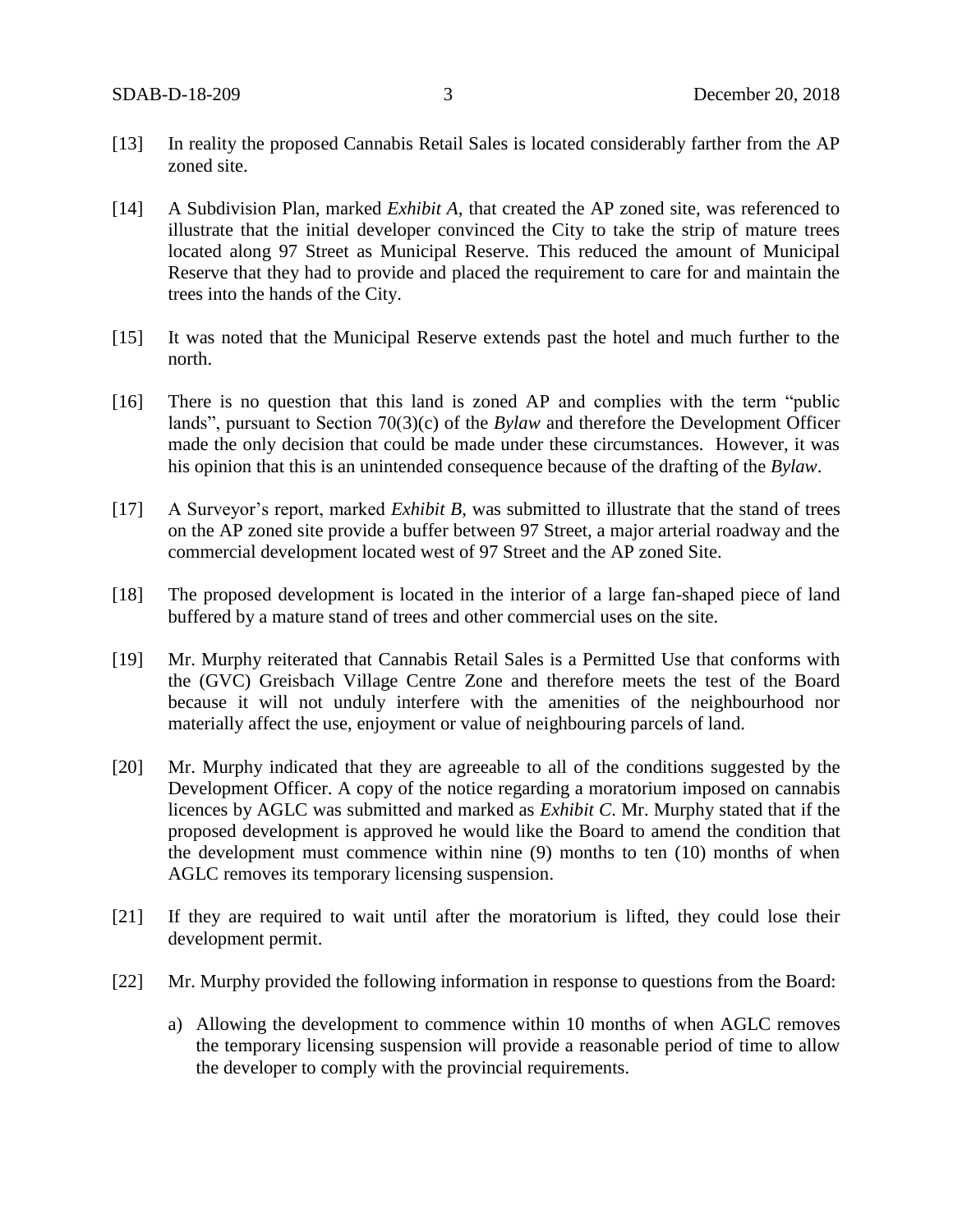[13] In reality the proposed Cannabis Retail Sales is located considerably farther from the AP zoned site.

[14] A Subdivision Plan, marked *Exhibit A*, that created the AP zoned site, was referenced to illustrate that the initial developer convinced the City to take the strip of mature trees located along 97 Street as Municipal Reserve. This reduced the amount of Municipal Reserve that they had to provide and placed the requirement to care for and maintain the trees into the hands of the City.

[15] It was noted that the Municipal Reserve extends past the hotel and much further to the north.

[16] There is no question that this land is zoned AP and complies with the term "public lands", pursuant to Section 70(3)(c) of the *Bylaw* and therefore the Development Officer made the only decision that could be made under these circumstances. However, it was his opinion that this is an unintended consequence because of the drafting of the *Bylaw*.

[17] A Surveyor's report, marked *Exhibit B*, was submitted to illustrate that the stand of trees on the AP zoned site provide a buffer between 97 Street, a major arterial roadway and the commercial development located west of 97 Street and the AP zoned Site.

[18] The proposed development is located in the interior of a large fan-shaped piece of land buffered by a mature stand of trees and other commercial uses on the site.

[19] Mr. Murphy reiterated that Cannabis Retail Sales is a Permitted Use that conforms with the (GVC) Greisbach Village Centre Zone and therefore meets the test of the Board because it will not unduly interfere with the amenities of the neighbourhood nor materially affect the use, enjoyment or value of neighbouring parcels of land.

[20] Mr. Murphy indicated that they are agreeable to all of the conditions suggested by the Development Officer. A copy of the notice regarding a moratorium imposed on cannabis licences by AGLC was submitted and marked as *Exhibit C*. Mr. Murphy stated that if the proposed development is approved he would like the Board to amend the condition that the development must commence within nine (9) months to ten (10) months of when AGLC removes its temporary licensing suspension.

[21] If they are required to wait until after the moratorium is lifted, they could lose their development permit.

[22] Mr. Murphy provided the following information in response to questions from the Board:

a) Allowing the development to commence within 10 months of when AGLC removes the temporary licensing suspension will provide a reasonable period of time to allow the developer to comply with the provincial requirements.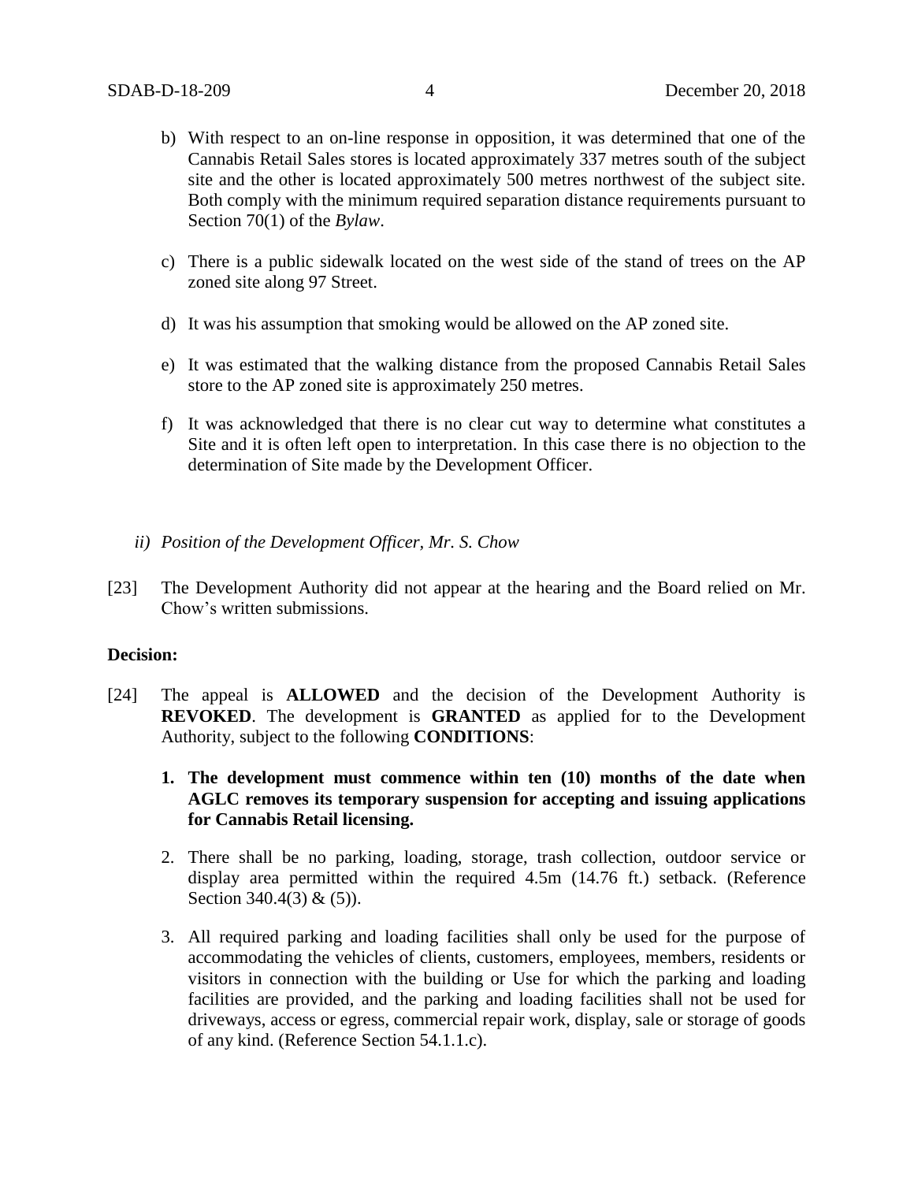b) With respect to an on-line response in opposition, it was determined that one of the Cannabis Retail Sales stores is located approximately 337 metres south of the subject site and the other is located approximately 500 metres northwest of the subject site. Both comply with the minimum required separation distance requirements pursuant to Section 70(1) of the *Bylaw*.

c) There is a public sidewalk located on the west side of the stand of trees on the AP zoned site along 97 Street.

d) It was his assumption that smoking would be allowed on the AP zoned site.

e) It was estimated that the walking distance from the proposed Cannabis Retail Sales store to the AP zoned site is approximately 250 metres.

f) It was acknowledged that there is no clear cut way to determine what constitutes a Site and it is often left open to interpretation. In this case there is no objection to the determination of Site made by the Development Officer.

*ii) Position of the Development Officer, Mr. S. Chow*

[23] The Development Authority did not appear at the hearing and the Board relied on Mr. Chow's written submissions.

**Decision:**

[24] The appeal is **ALLOWED** and the decision of the Development Authority is **REVOKED**. The development is **GRANTED** as applied for to the Development Authority, subject to the following **CONDITIONS**:

1. **The development must commence within ten (10) months of the date when AGLC removes its temporary suspension for accepting and issuing applications for Cannabis Retail licensing.**

2. There shall be no parking, loading, storage, trash collection, outdoor service or display area permitted within the required 4.5m (14.76 ft.) setback. (Reference Section 340.4(3) & (5)).

3. All required parking and loading facilities shall only be used for the purpose of accommodating the vehicles of clients, customers, employees, members, residents or visitors in connection with the building or Use for which the parking and loading facilities are provided, and the parking and loading facilities shall not be used for driveways, access or egress, commercial repair work, display, sale or storage of goods of any kind. (Reference Section 54.1.1.c).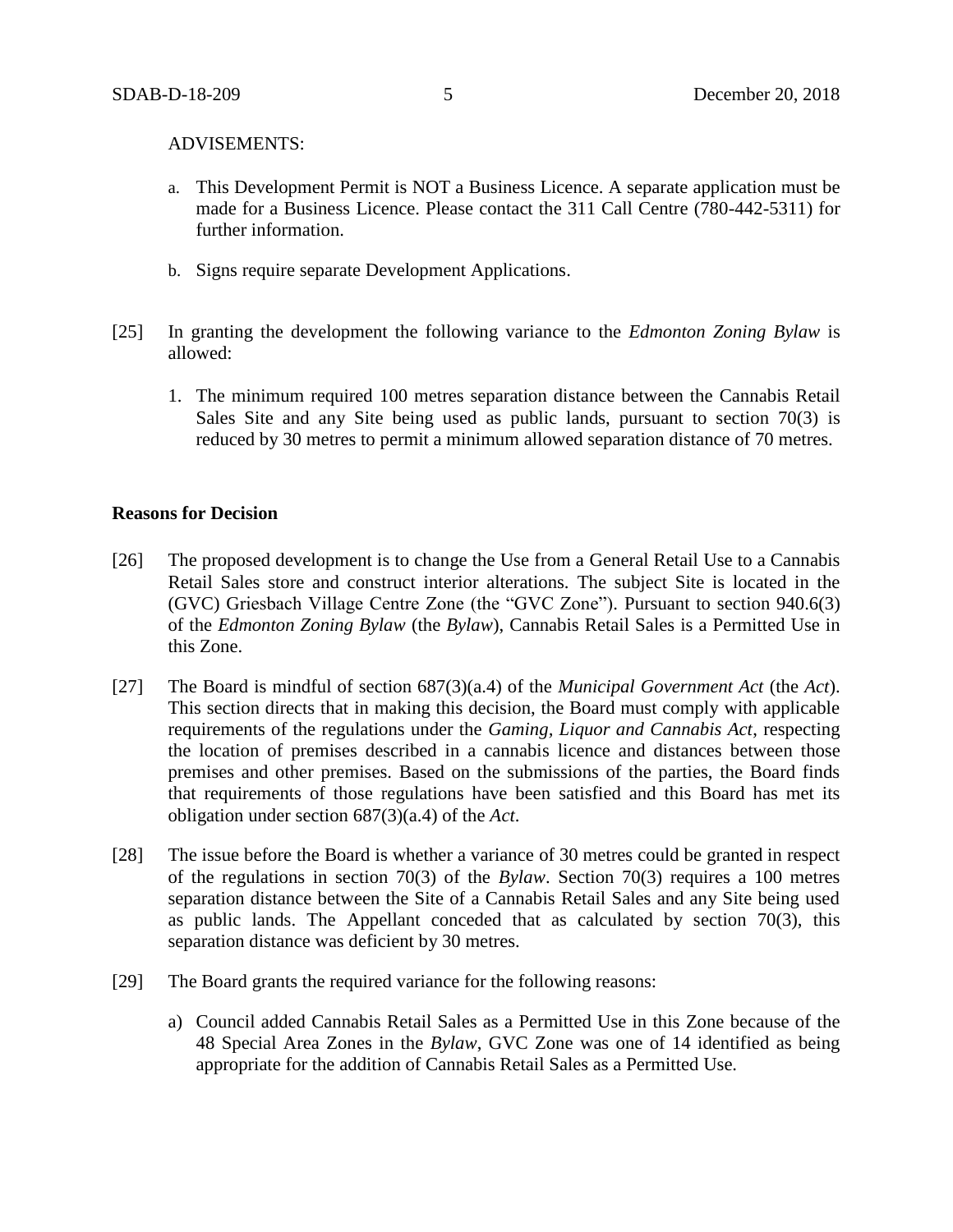ADVISEMENTS:

a. This Development Permit is NOT a Business Licence. A separate application must be made for a Business Licence. Please contact the 311 Call Centre (780-442-5311) for further information.

b. Signs require separate Development Applications.

[25] In granting the development the following variance to the *Edmonton Zoning Bylaw* is allowed:

1. The minimum required 100 metres separation distance between the Cannabis Retail Sales Site and any Site being used as public lands, pursuant to section 70(3) is reduced by 30 metres to permit a minimum allowed separation distance of 70 metres.

**Reasons for Decision**

[26] The proposed development is to change the Use from a General Retail Use to a Cannabis Retail Sales store and construct interior alterations. The subject Site is located in the (GVC) Griesbach Village Centre Zone (the "GVC Zone"). Pursuant to section 940.6(3) of the *Edmonton Zoning Bylaw* (the *Bylaw*), Cannabis Retail Sales is a Permitted Use in this Zone.

[27] The Board is mindful of section 687(3)(a.4) of the *Municipal Government Act* (the *Act*). This section directs that in making this decision, the Board must comply with applicable requirements of the regulations under the *Gaming, Liquor and Cannabis Act*, respecting the location of premises described in a cannabis licence and distances between those premises and other premises. Based on the submissions of the parties, the Board finds that requirements of those regulations have been satisfied and this Board has met its obligation under section 687(3)(a.4) of the *Act*.

[28] The issue before the Board is whether a variance of 30 metres could be granted in respect of the regulations in section 70(3) of the *Bylaw*. Section 70(3) requires a 100 metres separation distance between the Site of a Cannabis Retail Sales and any Site being used as public lands. The Appellant conceded that as calculated by section 70(3), this separation distance was deficient by 30 metres.

[29] The Board grants the required variance for the following reasons:

a) Council added Cannabis Retail Sales as a Permitted Use in this Zone because of the 48 Special Area Zones in the *Bylaw*, GVC Zone was one of 14 identified as being appropriate for the addition of Cannabis Retail Sales as a Permitted Use.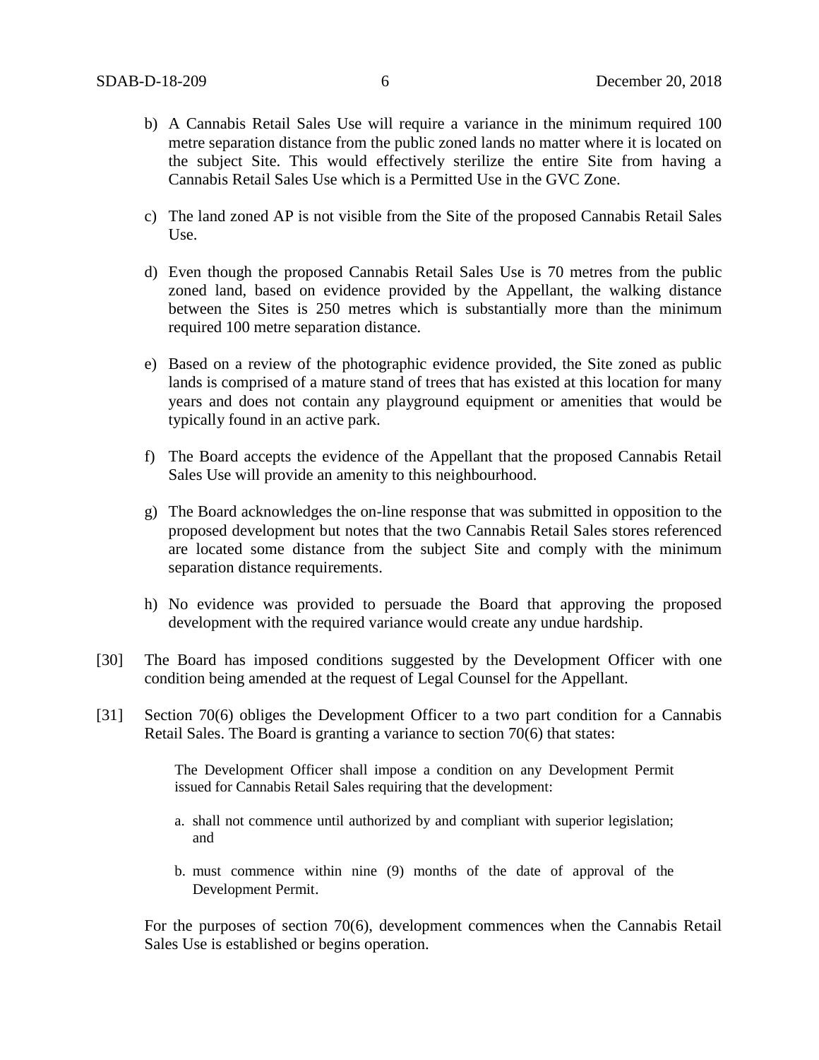b) A Cannabis Retail Sales Use will require a variance in the minimum required 100 metre separation distance from the public zoned lands no matter where it is located on the subject Site. This would effectively sterilize the entire Site from having a Cannabis Retail Sales Use which is a Permitted Use in the GVC Zone.

c) The land zoned AP is not visible from the Site of the proposed Cannabis Retail Sales Use.

d) Even though the proposed Cannabis Retail Sales Use is 70 metres from the public zoned land, based on evidence provided by the Appellant, the walking distance between the Sites is 250 metres which is substantially more than the minimum required 100 metre separation distance.

e) Based on a review of the photographic evidence provided, the Site zoned as public lands is comprised of a mature stand of trees that has existed at this location for many years and does not contain any playground equipment or amenities that would be typically found in an active park.

f) The Board accepts the evidence of the Appellant that the proposed Cannabis Retail Sales Use will provide an amenity to this neighbourhood.

g) The Board acknowledges the on-line response that was submitted in opposition to the proposed development but notes that the two Cannabis Retail Sales stores referenced are located some distance from the subject Site and comply with the minimum separation distance requirements.

h) No evidence was provided to persuade the Board that approving the proposed development with the required variance would create any undue hardship.

[30] The Board has imposed conditions suggested by the Development Officer with one condition being amended at the request of Legal Counsel for the Appellant.

[31] Section 70(6) obliges the Development Officer to a two part condition for a Cannabis Retail Sales. The Board is granting a variance to section 70(6) that states:

> The Development Officer shall impose a condition on any Development Permit issued for Cannabis Retail Sales requiring that the development:
>
> a. shall not commence until authorized by and compliant with superior legislation; and
>
> b. must commence within nine (9) months of the date of approval of the Development Permit.

For the purposes of section 70(6), development commences when the Cannabis Retail Sales Use is established or begins operation.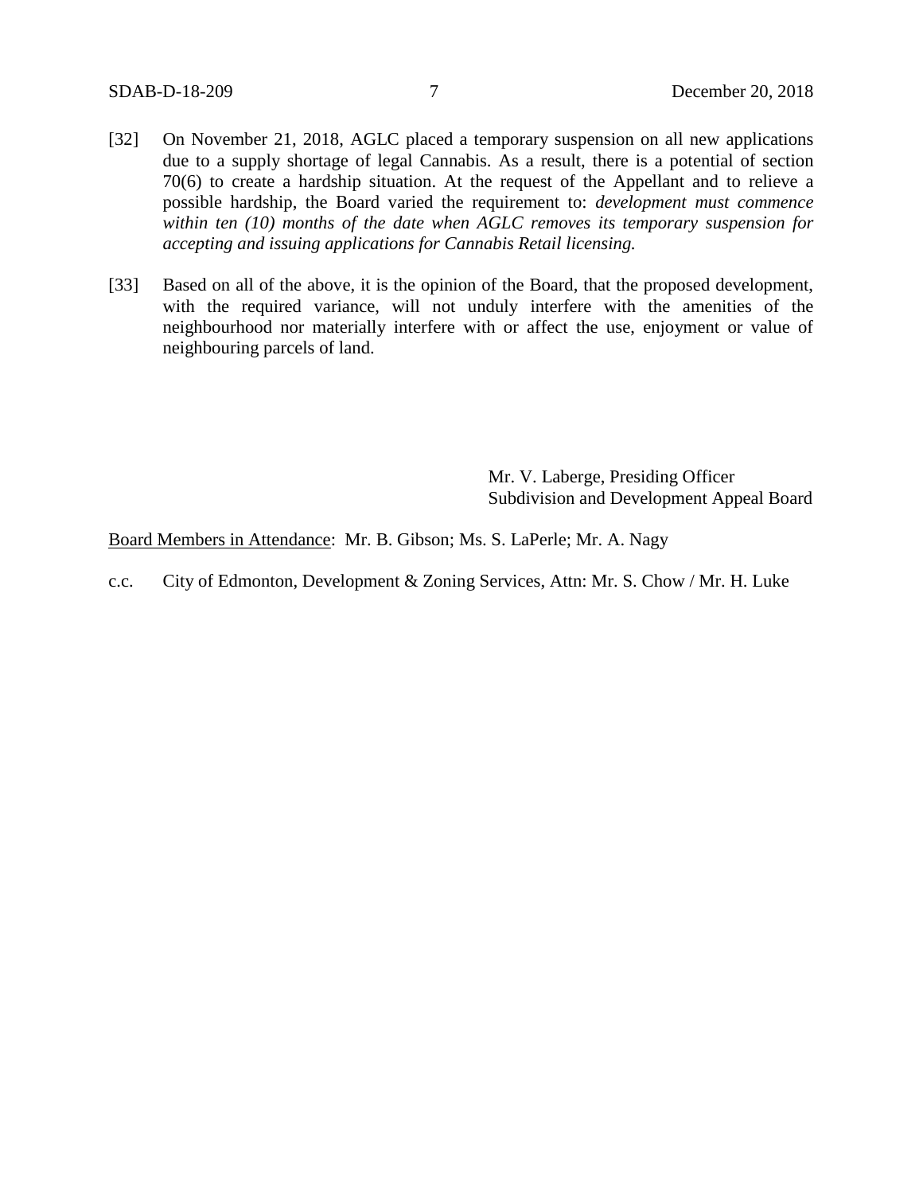[32] On November 21, 2018, AGLC placed a temporary suspension on all new applications due to a supply shortage of legal Cannabis. As a result, there is a potential of section 70(6) to create a hardship situation. At the request of the Appellant and to relieve a possible hardship, the Board varied the requirement to: *development must commence within ten (10) months of the date when AGLC removes its temporary suspension for accepting and issuing applications for Cannabis Retail licensing.*

[33] Based on all of the above, it is the opinion of the Board, that the proposed development, with the required variance, will not unduly interfere with the amenities of the neighbourhood nor materially interfere with or affect the use, enjoyment or value of neighbouring parcels of land.

Mr. V. Laberge, Presiding Officer
Subdivision and Development Appeal Board

Board Members in Attendance: Mr. B. Gibson; Ms. S. LaPerle; Mr. A. Nagy

c.c. City of Edmonton, Development & Zoning Services, Attn: Mr. S. Chow / Mr. H. Luke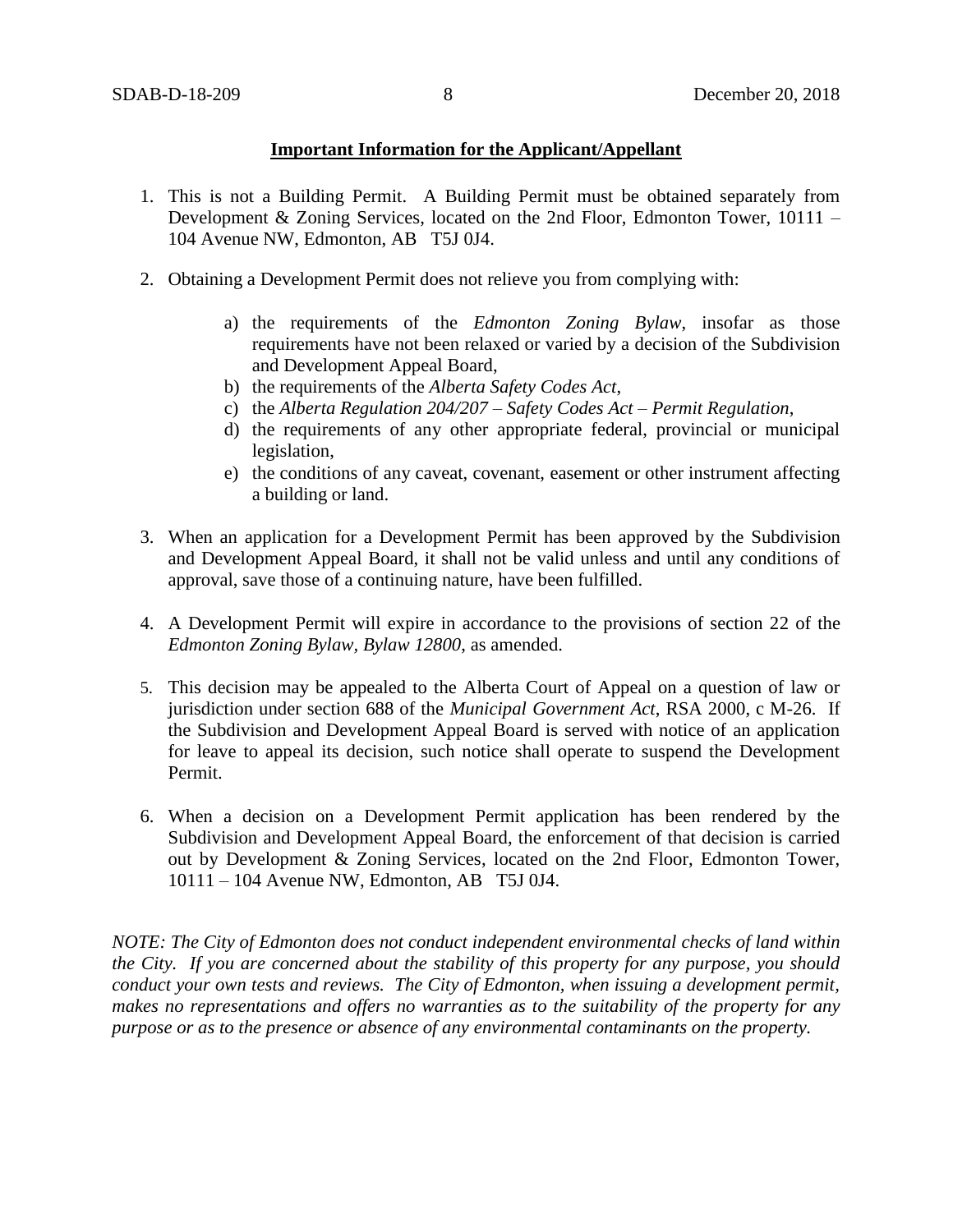**Important Information for the Applicant/Appellant**

1. This is not a Building Permit. A Building Permit must be obtained separately from Development & Zoning Services, located on the 2nd Floor, Edmonton Tower, 10111 – 104 Avenue NW, Edmonton, AB T5J 0J4.

2. Obtaining a Development Permit does not relieve you from complying with:

   a) the requirements of the *Edmonton Zoning Bylaw*, insofar as those requirements have not been relaxed or varied by a decision of the Subdivision and Development Appeal Board,
   b) the requirements of the *Alberta Safety Codes Act*,
   c) the *Alberta Regulation 204/207 – Safety Codes Act – Permit Regulation*,
   d) the requirements of any other appropriate federal, provincial or municipal legislation,
   e) the conditions of any caveat, covenant, easement or other instrument affecting a building or land.

3. When an application for a Development Permit has been approved by the Subdivision and Development Appeal Board, it shall not be valid unless and until any conditions of approval, save those of a continuing nature, have been fulfilled.

4. A Development Permit will expire in accordance to the provisions of section 22 of the *Edmonton Zoning Bylaw, Bylaw 12800*, as amended.

5. This decision may be appealed to the Alberta Court of Appeal on a question of law or jurisdiction under section 688 of the *Municipal Government Act*, RSA 2000, c M-26. If the Subdivision and Development Appeal Board is served with notice of an application for leave to appeal its decision, such notice shall operate to suspend the Development Permit.

6. When a decision on a Development Permit application has been rendered by the Subdivision and Development Appeal Board, the enforcement of that decision is carried out by Development & Zoning Services, located on the 2nd Floor, Edmonton Tower, 10111 – 104 Avenue NW, Edmonton, AB T5J 0J4.

*NOTE: The City of Edmonton does not conduct independent environmental checks of land within the City. If you are concerned about the stability of this property for any purpose, you should conduct your own tests and reviews. The City of Edmonton, when issuing a development permit, makes no representations and offers no warranties as to the suitability of the property for any purpose or as to the presence or absence of any environmental contaminants on the property.*